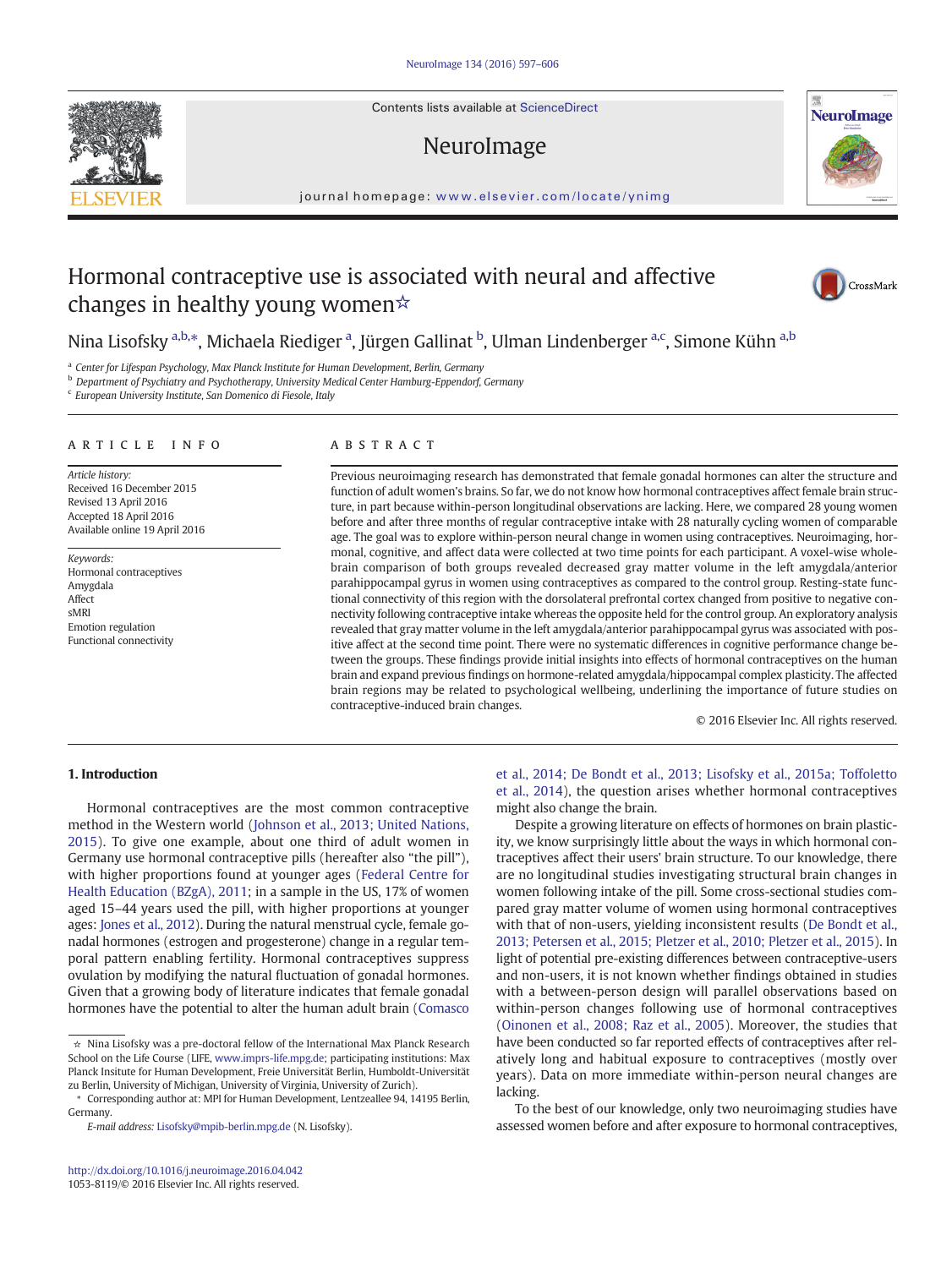# Hormonal contraceptive use is associated with neural and affective changes in healthy young women☆

Nina Lisofsky [a,b,*], Michaela Riediger [a], Jürgen Gallinat [b], Ulman Lindenberger [a,c], Simone Kühn [a,b]

[a] Center for Lifespan Psychology, Max Planck Institute for Human Development, Berlin, Germany
[b] Department of Psychiatry and Psychotherapy, University Medical Center Hamburg-Eppendorf, Germany
[c] European University Institute, San Domenico di Fiesole, Italy

## ARTICLE INFO

*Article history:*
Received 16 December 2015
Revised 13 April 2016
Accepted 18 April 2016
Available online 19 April 2016

*Keywords:*
Hormonal contraceptives
Amygdala
Affect
sMRI
Emotion regulation
Functional connectivity

## ABSTRACT

Previous neuroimaging research has demonstrated that female gonadal hormones can alter the structure and function of adult women's brains. So far, we do not know how hormonal contraceptives affect female brain structure, in part because within-person longitudinal observations are lacking. Here, we compared 28 young women before and after three months of regular contraceptive intake with 28 naturally cycling women of comparable age. The goal was to explore within-person neural change in women using contraceptives. Neuroimaging, hormonal, cognitive, and affect data were collected at two time points for each participant. A voxel-wise whole-brain comparison of both groups revealed decreased gray matter volume in the left amygdala/anterior parahippocampal gyrus in women using contraceptives as compared to the control group. Resting-state functional connectivity of this region with the dorsolateral prefrontal cortex changed from positive to negative connectivity following contraceptive intake whereas the opposite held for the control group. An exploratory analysis revealed that gray matter volume in the left amygdala/anterior parahippocampal gyrus was associated with positive affect at the second time point. There were no systematic differences in cognitive performance change between the groups. These findings provide initial insights into effects of hormonal contraceptives on the human brain and expand previous findings on hormone-related amygdala/hippocampal complex plasticity. The affected brain regions may be related to psychological wellbeing, underlining the importance of future studies on contraceptive-induced brain changes.

© 2016 Elsevier Inc. All rights reserved.

## 1. Introduction

Hormonal contraceptives are the most common contraceptive method in the Western world (Johnson et al., 2013; United Nations, 2015). To give one example, about one third of adult women in Germany use hormonal contraceptive pills (hereafter also "the pill"), with higher proportions found at younger ages (Federal Centre for Health Education (BZgA), 2011; in a sample in the US, 17% of women aged 15–44 years used the pill, with higher proportions at younger ages: Jones et al., 2012). During the natural menstrual cycle, female gonadal hormones (estrogen and progesterone) change in a regular temporal pattern enabling fertility. Hormonal contraceptives suppress ovulation by modifying the natural fluctuation of gonadal hormones. Given that a growing body of literature indicates that female gonadal hormones have the potential to alter the human adult brain (Comasco et al., 2014; De Bondt et al., 2013; Lisofsky et al., 2015a; Toffoletto et al., 2014), the question arises whether hormonal contraceptives might also change the brain.

Despite a growing literature on effects of hormones on brain plasticity, we know surprisingly little about the ways in which hormonal contraceptives affect their users' brain structure. To our knowledge, there are no longitudinal studies investigating structural brain changes in women following intake of the pill. Some cross-sectional studies compared gray matter volume of women using hormonal contraceptives with that of non-users, yielding inconsistent results (De Bondt et al., 2013; Petersen et al., 2015; Pletzer et al., 2010; Pletzer et al., 2015). In light of potential pre-existing differences between contraceptive-users and non-users, it is not known whether findings obtained in studies with a between-person design will parallel observations based on within-person changes following use of hormonal contraceptives (Oinonen et al., 2008; Raz et al., 2005). Moreover, the studies that have been conducted so far reported effects of contraceptives after relatively long and habitual exposure to contraceptives (mostly over years). Data on more immediate within-person neural changes are lacking.

To the best of our knowledge, only two neuroimaging studies have assessed women before and after exposure to hormonal contraceptives,

☆ Nina Lisofsky was a pre-doctoral fellow of the International Max Planck Research School on the Life Course (LIFE, www.imprs-life.mpg.de; participating institutions: Max Planck Insitute for Human Development, Freie Universität Berlin, Humboldt-Universität zu Berlin, University of Michigan, University of Virginia, University of Zurich).

\* Corresponding author at: MPI for Human Development, Lentzeallee 94, 14195 Berlin, Germany.

*E-mail address:* Lisofsky@mpib-berlin.mpg.de (N. Lisofsky).

http://dx.doi.org/10.1016/j.neuroimage.2016.04.042
1053-8119/© 2016 Elsevier Inc. All rights reserved.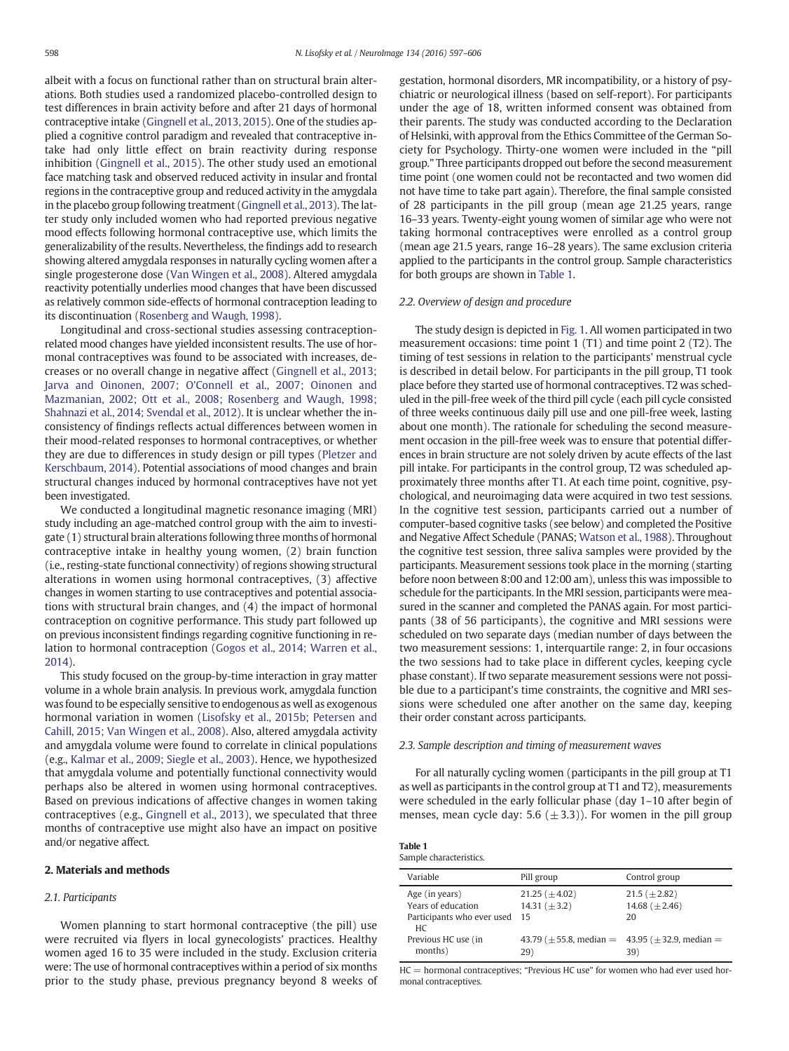albeit with a focus on functional rather than on structural brain alterations. Both studies used a randomized placebo-controlled design to test differences in brain activity before and after 21 days of hormonal contraceptive intake (Gingnell et al., 2013, 2015). One of the studies applied a cognitive control paradigm and revealed that contraceptive intake had only little effect on brain reactivity during response inhibition (Gingnell et al., 2015). The other study used an emotional face matching task and observed reduced activity in insular and frontal regions in the contraceptive group and reduced activity in the amygdala in the placebo group following treatment (Gingnell et al., 2013). The latter study only included women who had reported previous negative mood effects following hormonal contraceptive use, which limits the generalizability of the results. Nevertheless, the findings add to research showing altered amygdala responses in naturally cycling women after a single progesterone dose (Van Wingen et al., 2008). Altered amygdala reactivity potentially underlies mood changes that have been discussed as relatively common side-effects of hormonal contraception leading to its discontinuation (Rosenberg and Waugh, 1998).

Longitudinal and cross-sectional studies assessing contraception-related mood changes have yielded inconsistent results. The use of hormonal contraceptives was found to be associated with increases, decreases or no overall change in negative affect (Gingnell et al., 2013; Jarva and Oinonen, 2007; O'Connell et al., 2007; Oinonen and Mazmanian, 2002; Ott et al., 2008; Rosenberg and Waugh, 1998; Shahnazi et al., 2014; Svendal et al., 2012). It is unclear whether the inconsistency of findings reflects actual differences between women in their mood-related responses to hormonal contraceptives, or whether they are due to differences in study design or pill types (Pletzer and Kerschbaum, 2014). Potential associations of mood changes and brain structural changes induced by hormonal contraceptives have not yet been investigated.

We conducted a longitudinal magnetic resonance imaging (MRI) study including an age-matched control group with the aim to investigate (1) structural brain alterations following three months of hormonal contraceptive intake in healthy young women, (2) brain function (i.e., resting-state functional connectivity) of regions showing structural alterations in women using hormonal contraceptives, (3) affective changes in women starting to use contraceptives and potential associations with structural brain changes, and (4) the impact of hormonal contraception on cognitive performance. This study part followed up on previous inconsistent findings regarding cognitive functioning in relation to hormonal contraception (Gogos et al., 2014; Warren et al., 2014).

This study focused on the group-by-time interaction in gray matter volume in a whole brain analysis. In previous work, amygdala function was found to be especially sensitive to endogenous as well as exogenous hormonal variation in women (Lisofsky et al., 2015b; Petersen and Cahill, 2015; Van Wingen et al., 2008). Also, altered amygdala activity and amygdala volume were found to correlate in clinical populations (e.g., Kalmar et al., 2009; Siegle et al., 2003). Hence, we hypothesized that amygdala volume and potentially functional connectivity would perhaps also be altered in women using hormonal contraceptives. Based on previous indications of affective changes in women taking contraceptives (e.g., Gingnell et al., 2013), we speculated that three months of contraceptive use might also have an impact on positive and/or negative affect.

## 2. Materials and methods

### 2.1. Participants

Women planning to start hormonal contraceptive (the pill) use were recruited via flyers in local gynecologists' practices. Healthy women aged 16 to 35 were included in the study. Exclusion criteria were: The use of hormonal contraceptives within a period of six months prior to the study phase, previous pregnancy beyond 8 weeks of gestation, hormonal disorders, MR incompatibility, or a history of psychiatric or neurological illness (based on self-report). For participants under the age of 18, written informed consent was obtained from their parents. The study was conducted according to the Declaration of Helsinki, with approval from the Ethics Committee of the German Society for Psychology. Thirty-one women were included in the "pill group." Three participants dropped out before the second measurement time point (one women could not be recontacted and two women did not have time to take part again). Therefore, the final sample consisted of 28 participants in the pill group (mean age 21.25 years, range 16–33 years. Twenty-eight young women of similar age who were not taking hormonal contraceptives were enrolled as a control group (mean age 21.5 years, range 16–28 years). The same exclusion criteria applied to the participants in the control group. Sample characteristics for both groups are shown in Table 1.

### 2.2. Overview of design and procedure

The study design is depicted in Fig. 1. All women participated in two measurement occasions: time point 1 (T1) and time point 2 (T2). The timing of test sessions in relation to the participants' menstrual cycle is described in detail below. For participants in the pill group, T1 took place before they started use of hormonal contraceptives. T2 was scheduled in the pill-free week of the third pill cycle (each pill cycle consisted of three weeks continuous daily pill use and one pill-free week, lasting about one month). The rationale for scheduling the second measurement occasion in the pill-free week was to ensure that potential differences in brain structure are not solely driven by acute effects of the last pill intake. For participants in the control group, T2 was scheduled approximately three months after T1. At each time point, cognitive, psychological, and neuroimaging data were acquired in two test sessions. In the cognitive test session, participants carried out a number of computer-based cognitive tasks (see below) and completed the Positive and Negative Affect Schedule (PANAS; Watson et al., 1988). Throughout the cognitive test session, three saliva samples were provided by the participants. Measurement sessions took place in the morning (starting before noon between 8:00 and 12:00 am), unless this was impossible to schedule for the participants. In the MRI session, participants were measured in the scanner and completed the PANAS again. For most participants (38 of 56 participants), the cognitive and MRI sessions were scheduled on two separate days (median number of days between the two measurement sessions: 1, interquartile range: 2, in four occasions the two sessions had to take place in different cycles, keeping cycle phase constant). If two separate measurement sessions were not possible due to a participant's time constraints, the cognitive and MRI sessions were scheduled one after another on the same day, keeping their order constant across participants.

### 2.3. Sample description and timing of measurement waves

For all naturally cycling women (participants in the pill group at T1 as well as participants in the control group at T1 and T2), measurements were scheduled in the early follicular phase (day 1–10 after begin of menses, mean cycle day: 5.6 (±3.3)). For women in the pill group

**Table 1**
Sample characteristics.

| Variable | Pill group | Control group |
|---|---|---|
| Age (in years) | 21.25 (±4.02) | 21.5 (±2.82) |
| Years of education | 14.31 (±3.2) | 14.68 (±2.46) |
| Participants who ever used HC | 15 | 20 |
| Previous HC use (in months) | 43.79 (±55.8, median = 29) | 43.95 (±32.9, median = 39) |

HC = hormonal contraceptives; "Previous HC use" for women who had ever used hormonal contraceptives.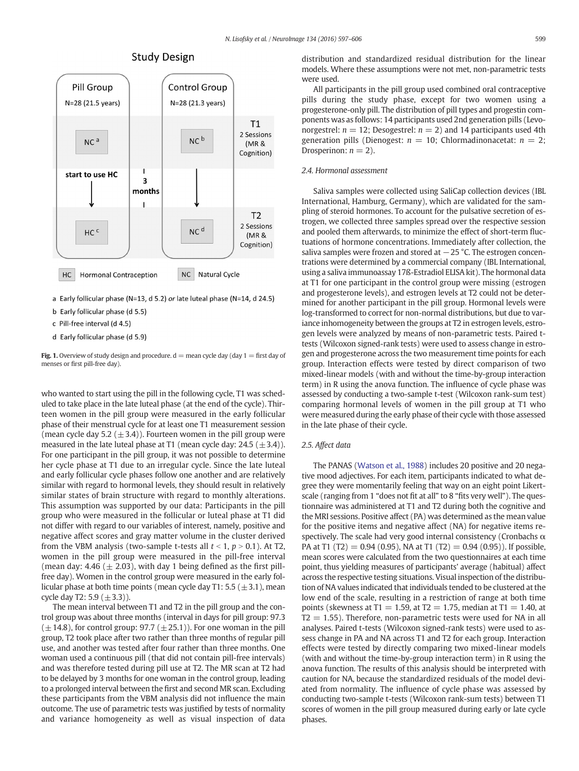a Early follicular phase (N=13, d 5.2) *or* late luteal phase (N=14, d 24.5)

b Early follicular phase (d 5.5)

c Pill-free interval (d 4.5)

d Early follicular phase (d 5.9)

**Fig. 1.** Overview of study design and procedure. d = mean cycle day (day 1 = first day of menses or first pill-free day).

who wanted to start using the pill in the following cycle, T1 was scheduled to take place in the late luteal phase (at the end of the cycle). Thirteen women in the pill group were measured in the early follicular phase of their menstrual cycle for at least one T1 measurement session (mean cycle day 5.2 ($\pm$3.4)). Fourteen women in the pill group were measured in the late luteal phase at T1 (mean cycle day: 24.5 ($\pm$3.4)). For one participant in the pill group, it was not possible to determine her cycle phase at T1 due to an irregular cycle. Since the late luteal and early follicular cycle phases follow one another and are relatively similar with regard to hormonal levels, they should result in relatively similar states of brain structure with regard to monthly alterations. This assumption was supported by our data: Participants in the pill group who were measured in the follicular or luteal phase at T1 did not differ with regard to our variables of interest, namely, positive and negative affect scores and gray matter volume in the cluster derived from the VBM analysis (two-sample t-tests all $t < 1$, $p > 0.1$). At T2, women in the pill group were measured in the pill-free interval (mean day: 4.46 ($\pm$ 2.03), with day 1 being defined as the first pill-free day). Women in the control group were measured in the early follicular phase at both time points (mean cycle day T1: 5.5 ($\pm$3.1), mean cycle day T2: 5.9 ($\pm$3.3)).

The mean interval between T1 and T2 in the pill group and the control group was about three months (interval in days for pill group: 97.3 ($\pm$14.8), for control group: 97.7 ($\pm$25.1)). For one woman in the pill group, T2 took place after two rather than three months of regular pill use, and another was tested after four rather than three months. One woman used a continuous pill (that did not contain pill-free intervals) and was therefore tested during pill use at T2. The MR scan at T2 had to be delayed by 3 months for one woman in the control group, leading to a prolonged interval between the first and second MR scan. Excluding these participants from the VBM analysis did not influence the main outcome. The use of parametric tests was justified by tests of normality and variance homogeneity as well as visual inspection of data distribution and standardized residual distribution for the linear models. Where these assumptions were not met, non-parametric tests were used.

All participants in the pill group used combined oral contraceptive pills during the study phase, except for two women using a progesterone-only pill. The distribution of pill types and progestin components was as follows: 14 participants used 2nd generation pills (Levonorgestrel: $n = 12$; Desogestrel: $n = 2$) and 14 participants used 4th generation pills (Dienogest: $n = 10$; Chlormadinonacetat: $n = 2$; Drosperinon: $n = 2$).

### 2.4. Hormonal assessment

Saliva samples were collected using SaliCap collection devices (IBL International, Hamburg, Germany), which are validated for the sampling of steroid hormones. To account for the pulsative secretion of estrogen, we collected three samples spread over the respective session and pooled them afterwards, to minimize the effect of short-term fluctuations of hormone concentrations. Immediately after collection, the saliva samples were frozen and stored at −25 °C. The estrogen concentrations were determined by a commercial company (IBL International, using a saliva immunoassay 17ß-Estradiol ELISA kit). The hormonal data at T1 for one participant in the control group were missing (estrogen and progesterone levels), and estrogen levels at T2 could not be determined for another participant in the pill group. Hormonal levels were log-transformed to correct for non-normal distributions, but due to variance inhomogeneity between the groups at T2 in estrogen levels, estrogen levels were analyzed by means of non-parametric tests. Paired t-tests (Wilcoxon signed-rank tests) were used to assess change in estrogen and progesterone across the two measurement time points for each group. Interaction effects were tested by direct comparison of two mixed-linear models (with and without the time-by-group interaction term) in R using the anova function. The influence of cycle phase was assessed by conducting a two-sample t-test (Wilcoxon rank-sum test) comparing hormonal levels of women in the pill group at T1 who were measured during the early phase of their cycle with those assessed in the late phase of their cycle.

### 2.5. Affect data

The PANAS (Watson et al., 1988) includes 20 positive and 20 negative mood adjectives. For each item, participants indicated to what degree they were momentarily feeling that way on an eight point Likert-scale (ranging from 1 "does not fit at all" to 8 "fits very well"). The questionnaire was administered at T1 and T2 during both the cognitive and the MRI sessions. Positive affect (PA) was determined as the mean value for the positive items and negative affect (NA) for negative items respectively. The scale had very good internal consistency (Cronbachs $\alpha$ PA at T1 (T2) = 0.94 (0.95), NA at T1 (T2) = 0.94 (0.95)). If possible, mean scores were calculated from the two questionnaires at each time point, thus yielding measures of participants' average (habitual) affect across the respective testing situations. Visual inspection of the distribution of NA values indicated that individuals tended to be clustered at the low end of the scale, resulting in a restriction of range at both time points (skewness at T1 = 1.59, at T2 = 1.75, median at T1 = 1.40, at T2 = 1.55). Therefore, non-parametric tests were used for NA in all analyses. Paired t-tests (Wilcoxon signed-rank tests) were used to assess change in PA and NA across T1 and T2 for each group. Interaction effects were tested by directly comparing two mixed-linear models (with and without the time-by-group interaction term) in R using the anova function. The results of this analysis should be interpreted with caution for NA, because the standardized residuals of the model deviated from normality. The influence of cycle phase was assessed by conducting two-sample t-tests (Wilcoxon rank-sum tests) between T1 scores of women in the pill group measured during early or late cycle phases.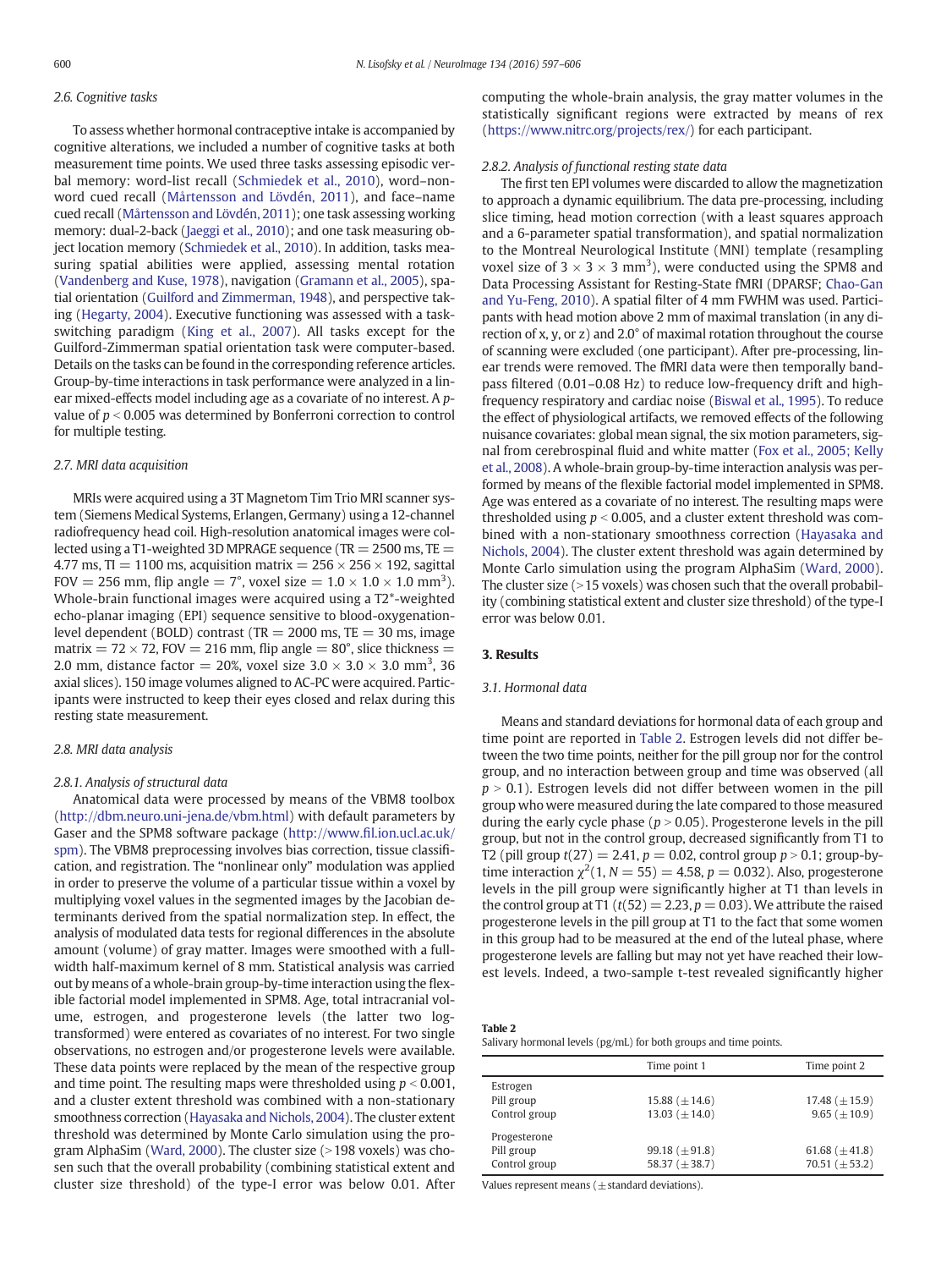### 2.6. Cognitive tasks

To assess whether hormonal contraceptive intake is accompanied by cognitive alterations, we included a number of cognitive tasks at both measurement time points. We used three tasks assessing episodic verbal memory: word-list recall (Schmiedek et al., 2010), word–nonword cued recall (Mårtensson and Lövdén, 2011), and face–name cued recall (Mårtensson and Lövdén, 2011); one task assessing working memory: dual-2-back (Jaeggi et al., 2010); and one task measuring object location memory (Schmiedek et al., 2010). In addition, tasks measuring spatial abilities were applied, assessing mental rotation (Vandenberg and Kuse, 1978), navigation (Gramann et al., 2005), spatial orientation (Guilford and Zimmerman, 1948), and perspective taking (Hegarty, 2004). Executive functioning was assessed with a task-switching paradigm (King et al., 2007). All tasks except for the Guilford-Zimmerman spatial orientation task were computer-based. Details on the tasks can be found in the corresponding reference articles. Group-by-time interactions in task performance were analyzed in a linear mixed-effects model including age as a covariate of no interest. A *p*-value of $p < 0.005$ was determined by Bonferroni correction to control for multiple testing.

### 2.7. MRI data acquisition

MRIs were acquired using a 3T Magnetom Tim Trio MRI scanner system (Siemens Medical Systems, Erlangen, Germany) using a 12-channel radiofrequency head coil. High-resolution anatomical images were collected using a T1-weighted 3D MPRAGE sequence (TR = 2500 ms, TE = 4.77 ms, TI = 1100 ms, acquisition matrix = 256 × 256 × 192, sagittal FOV = 256 mm, flip angle = 7°, voxel size = 1.0 × 1.0 × 1.0 mm$^3$). Whole-brain functional images were acquired using a T2*-weighted echo-planar imaging (EPI) sequence sensitive to blood-oxygenation-level dependent (BOLD) contrast (TR = 2000 ms, TE = 30 ms, image matrix = 72 × 72, FOV = 216 mm, flip angle = 80°, slice thickness = 2.0 mm, distance factor = 20%, voxel size 3.0 × 3.0 × 3.0 mm$^3$, 36 axial slices). 150 image volumes aligned to AC-PC were acquired. Participants were instructed to keep their eyes closed and relax during this resting state measurement.

### 2.8. MRI data analysis

#### 2.8.1. Analysis of structural data

Anatomical data were processed by means of the VBM8 toolbox (http://dbm.neuro.uni-jena.de/vbm.html) with default parameters by Gaser and the SPM8 software package (http://www.fil.ion.ucl.ac.uk/spm). The VBM8 preprocessing involves bias correction, tissue classification, and registration. The "nonlinear only" modulation was applied in order to preserve the volume of a particular tissue within a voxel by multiplying voxel values in the segmented images by the Jacobian determinants derived from the spatial normalization step. In effect, the analysis of modulated data tests for regional differences in the absolute amount (volume) of gray matter. Images were smoothed with a full-width half-maximum kernel of 8 mm. Statistical analysis was carried out by means of a whole-brain group-by-time interaction using the flexible factorial model implemented in SPM8. Age, total intracranial volume, estrogen, and progesterone levels (the latter two log-transformed) were entered as covariates of no interest. For two single observations, no estrogen and/or progesterone levels were available. These data points were replaced by the mean of the respective group and time point. The resulting maps were thresholded using $p < 0.001$, and a cluster extent threshold was combined with a non-stationary smoothness correction (Hayasaka and Nichols, 2004). The cluster extent threshold was determined by Monte Carlo simulation using the program AlphaSim (Ward, 2000). The cluster size (>198 voxels) was chosen such that the overall probability (combining statistical extent and cluster size threshold) of the type-I error was below 0.01. After computing the whole-brain analysis, the gray matter volumes in the statistically significant regions were extracted by means of rex (https://www.nitrc.org/projects/rex/) for each participant.

#### 2.8.2. Analysis of functional resting state data

The first ten EPI volumes were discarded to allow the magnetization to approach a dynamic equilibrium. The data pre-processing, including slice timing, head motion correction (with a least squares approach and a 6-parameter spatial transformation), and spatial normalization to the Montreal Neurological Institute (MNI) template (resampling voxel size of 3 × 3 × 3 mm$^3$), were conducted using the SPM8 and Data Processing Assistant for Resting-State fMRI (DPARSF; Chao-Gan and Yu-Feng, 2010). A spatial filter of 4 mm FWHM was used. Participants with head motion above 2 mm of maximal translation (in any direction of x, y, or z) and 2.0° of maximal rotation throughout the course of scanning were excluded (one participant). After pre-processing, linear trends were removed. The fMRI data were then temporally band-pass filtered (0.01–0.08 Hz) to reduce low-frequency drift and high-frequency respiratory and cardiac noise (Biswal et al., 1995). To reduce the effect of physiological artifacts, we removed effects of the following nuisance covariates: global mean signal, the six motion parameters, signal from cerebrospinal fluid and white matter (Fox et al., 2005; Kelly et al., 2008). A whole-brain group-by-time interaction analysis was performed by means of the flexible factorial model implemented in SPM8. Age was entered as a covariate of no interest. The resulting maps were thresholded using $p < 0.005$, and a cluster extent threshold was combined with a non-stationary smoothness correction (Hayasaka and Nichols, 2004). The cluster extent threshold was again determined by Monte Carlo simulation using the program AlphaSim (Ward, 2000). The cluster size (>15 voxels) was chosen such that the overall probability (combining statistical extent and cluster size threshold) of the type-I error was below 0.01.

## 3. Results

### 3.1. Hormonal data

Means and standard deviations for hormonal data of each group and time point are reported in Table 2. Estrogen levels did not differ between the two time points, neither for the pill group nor for the control group, and no interaction between group and time was observed (all $p > 0.1$). Estrogen levels did not differ between women in the pill group who were measured during the late compared to those measured during the early cycle phase ($p > 0.05$). Progesterone levels in the pill group, but not in the control group, decreased significantly from T1 to T2 (pill group $t(27) = 2.41$, $p = 0.02$, control group $p > 0.1$; group-by-time interaction $\chi^2(1, N = 55) = 4.58$, $p = 0.032$). Also, progesterone levels in the pill group were significantly higher at T1 than levels in the control group at T1 ($t(52) = 2.23$, $p = 0.03$). We attribute the raised progesterone levels in the pill group at T1 to the fact that some women in this group had to be measured at the end of the luteal phase, where progesterone levels are falling but may not yet have reached their lowest levels. Indeed, a two-sample t-test revealed significantly higher

**Table 2**
Salivary hormonal levels (pg/mL) for both groups and time points.

| | Time point 1 | Time point 2 |
|---|---|---|
| Estrogen | | |
| Pill group | 15.88 (±14.6) | 17.48 (±15.9) |
| Control group | 13.03 (±14.0) | 9.65 (±10.9) |
| Progesterone | | |
| Pill group | 99.18 (±91.8) | 61.68 (±41.8) |
| Control group | 58.37 (±38.7) | 70.51 (±53.2) |

Values represent means (±standard deviations).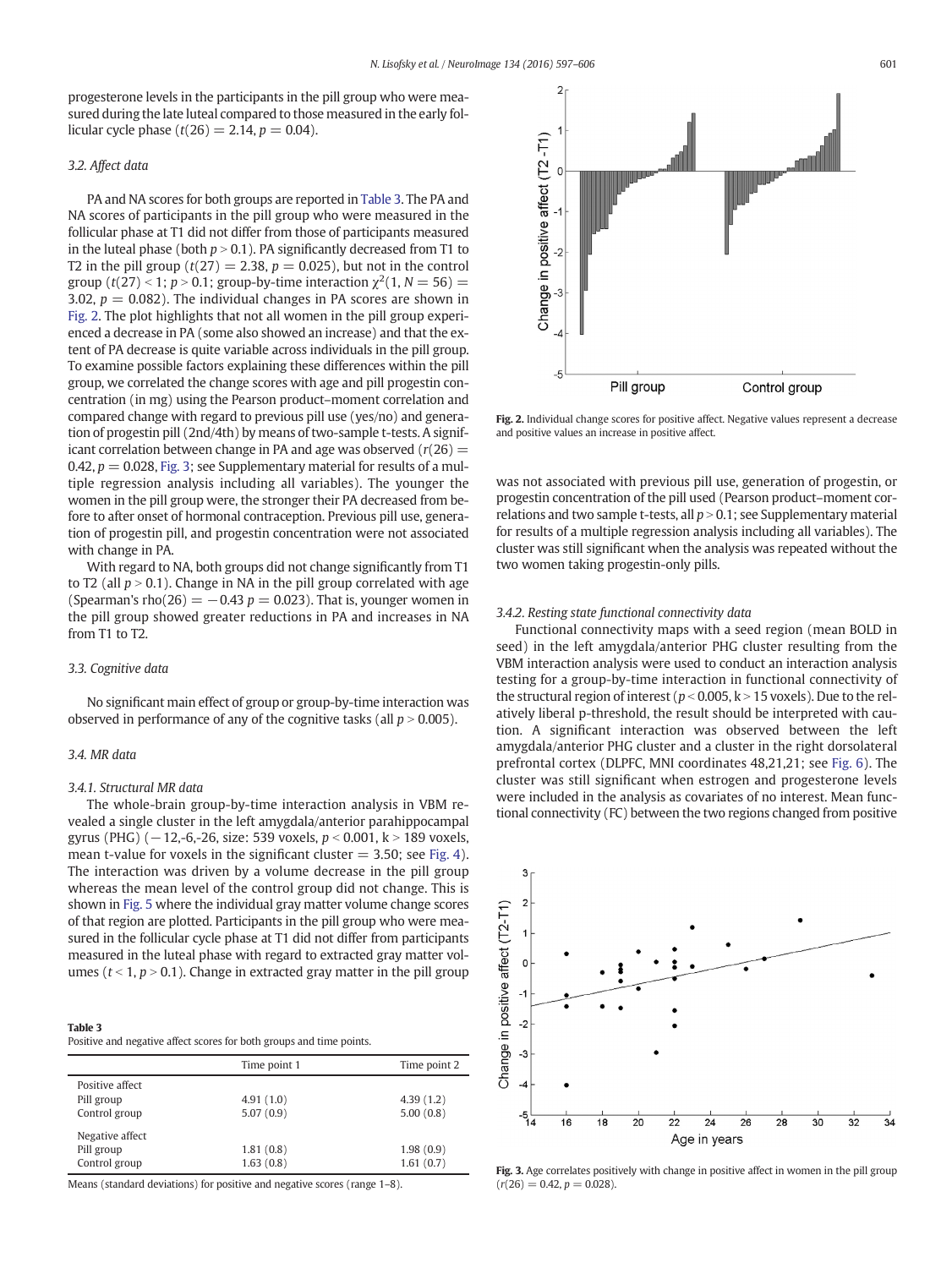progesterone levels in the participants in the pill group who were measured during the late luteal compared to those measured in the early follicular cycle phase ($t(26) = 2.14$, $p = 0.04$).

### 3.2. Affect data

PA and NA scores for both groups are reported in Table 3. The PA and NA scores of participants in the pill group who were measured in the follicular phase at T1 did not differ from those of participants measured in the luteal phase (both $p > 0.1$). PA significantly decreased from T1 to T2 in the pill group ($t(27) = 2.38$, $p = 0.025$), but not in the control group ($t(27) < 1$; $p > 0.1$; group-by-time interaction $\chi^2(1, N = 56) = 3.02$, $p = 0.082$). The individual changes in PA scores are shown in Fig. 2. The plot highlights that not all women in the pill group experienced a decrease in PA (some also showed an increase) and that the extent of PA decrease is quite variable across individuals in the pill group. To examine possible factors explaining these differences within the pill group, we correlated the change scores with age and pill progestin concentration (in mg) using the Pearson product–moment correlation and compared change with regard to previous pill use (yes/no) and generation of progestin pill (2nd/4th) by means of two-sample t-tests. A significant correlation between change in PA and age was observed ($r(26) = 0.42$, $p = 0.028$, Fig. 3; see Supplementary material for results of a multiple regression analysis including all variables). The younger the women in the pill group were, the stronger their PA decreased from before to after onset of hormonal contraception. Previous pill use, generation of progestin pill, and progestin concentration were not associated with change in PA.

With regard to NA, both groups did not change significantly from T1 to T2 (all $p > 0.1$). Change in NA in the pill group correlated with age (Spearman's rho$(26) = -0.43$ $p = 0.023$). That is, younger women in the pill group showed greater reductions in PA and increases in NA from T1 to T2.

### 3.3. Cognitive data

No significant main effect of group or group-by-time interaction was observed in performance of any of the cognitive tasks (all $p > 0.005$).

### 3.4. MR data

#### 3.4.1. Structural MR data

The whole-brain group-by-time interaction analysis in VBM revealed a single cluster in the left amygdala/anterior parahippocampal gyrus (PHG) (−12,-6,-26, size: 539 voxels, $p < 0.001$, $k > 189$ voxels, mean t-value for voxels in the significant cluster = 3.50; see Fig. 4). The interaction was driven by a volume decrease in the pill group whereas the mean level of the control group did not change. This is shown in Fig. 5 where the individual gray matter volume change scores of that region are plotted. Participants in the pill group who were measured in the follicular cycle phase at T1 did not differ from participants measured in the luteal phase with regard to extracted gray matter volumes ($t < 1$, $p > 0.1$). Change in extracted gray matter in the pill group was not associated with previous pill use, generation of progestin, or progestin concentration of the pill used (Pearson product–moment correlations and two sample t-tests, all $p > 0.1$; see Supplementary material for results of a multiple regression analysis including all variables). The cluster was still significant when the analysis was repeated without the two women taking progestin-only pills.

**Table 3**
Positive and negative affect scores for both groups and time points.

| | Time point 1 | Time point 2 |
|---|---|---|
| Positive affect | | |
| Pill group | 4.91 (1.0) | 4.39 (1.2) |
| Control group | 5.07 (0.9) | 5.00 (0.8) |
| Negative affect | | |
| Pill group | 1.81 (0.8) | 1.98 (0.9) |
| Control group | 1.63 (0.8) | 1.61 (0.7) |

Means (standard deviations) for positive and negative scores (range 1–8).

Fig. 2. Individual change scores for positive affect. Negative values represent a decrease and positive values an increase in positive affect.

#### 3.4.2. Resting state functional connectivity data

Functional connectivity maps with a seed region (mean BOLD in seed) in the left amygdala/anterior PHG cluster resulting from the VBM interaction analysis were used to conduct an interaction analysis testing for a group-by-time interaction in functional connectivity of the structural region of interest ($p < 0.005$, $k > 15$ voxels). Due to the relatively liberal p-threshold, the result should be interpreted with caution. A significant interaction was observed between the left amygdala/anterior PHG cluster and a cluster in the right dorsolateral prefrontal cortex (DLPFC, MNI coordinates 48,21,21; see Fig. 6). The cluster was still significant when estrogen and progesterone levels were included in the analysis as covariates of no interest. Mean functional connectivity (FC) between the two regions changed from positive

Fig. 3. Age correlates positively with change in positive affect in women in the pill group ($r(26) = 0.42$, $p = 0.028$).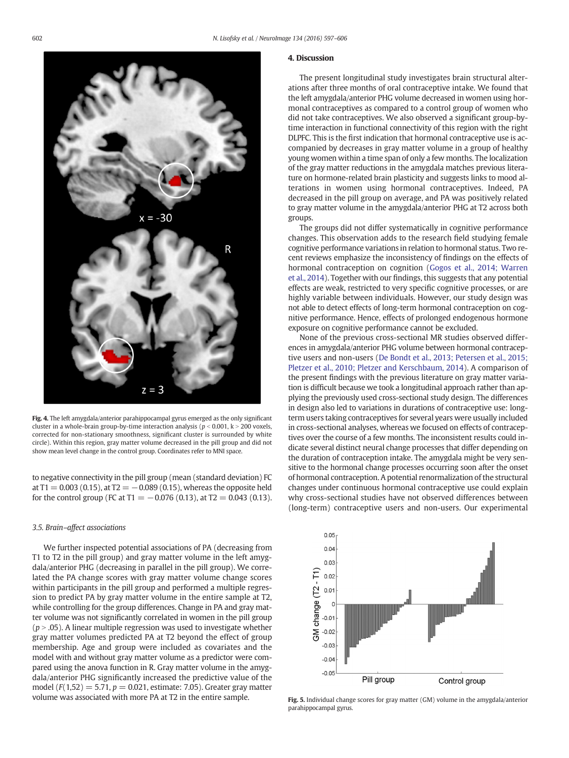Fig. 4. The left amygdala/anterior parahippocampal gyrus emerged as the only significant cluster in a whole-brain group-by-time interaction analysis ($p < 0.001$, $k > 200$ voxels, corrected for non-stationary smoothness, significant cluster is surrounded by white circle). Within this region, gray matter volume decreased in the pill group and did not show mean level change in the control group. Coordinates refer to MNI space.

to negative connectivity in the pill group (mean (standard deviation) FC at T1 = 0.003 (0.15), at T2 = −0.089 (0.15), whereas the opposite held for the control group (FC at T1 = −0.076 (0.13), at T2 = 0.043 (0.13).

### 3.5. Brain–affect associations

We further inspected potential associations of PA (decreasing from T1 to T2 in the pill group) and gray matter volume in the left amygdala/anterior PHG (decreasing in parallel in the pill group). We correlated the PA change scores with gray matter volume change scores within participants in the pill group and performed a multiple regression to predict PA by gray matter volume in the entire sample at T2, while controlling for the group differences. Change in PA and gray matter volume was not significantly correlated in women in the pill group ($p > .05$). A linear multiple regression was used to investigate whether gray matter volumes predicted PA at T2 beyond the effect of group membership. Age and group were included as covariates and the model with and without gray matter volume as a predictor were compared using the anova function in R. Gray matter volume in the amygdala/anterior PHG significantly increased the predictive value of the model ($F(1,52) = 5.71$, $p = 0.021$, estimate: 7.05). Greater gray matter volume was associated with more PA at T2 in the entire sample.

## 4. Discussion

The present longitudinal study investigates brain structural alterations after three months of oral contraceptive intake. We found that the left amygdala/anterior PHG volume decreased in women using hormonal contraceptives as compared to a control group of women who did not take contraceptives. We also observed a significant group-by-time interaction in functional connectivity of this region with the right DLPFC. This is the first indication that hormonal contraceptive use is accompanied by decreases in gray matter volume in a group of healthy young women within a time span of only a few months. The localization of the gray matter reductions in the amygdala matches previous literature on hormone-related brain plasticity and suggests links to mood alterations in women using hormonal contraceptives. Indeed, PA decreased in the pill group on average, and PA was positively related to gray matter volume in the amygdala/anterior PHG at T2 across both groups.

The groups did not differ systematically in cognitive performance changes. This observation adds to the research field studying female cognitive performance variations in relation to hormonal status. Two recent reviews emphasize the inconsistency of findings on the effects of hormonal contraception on cognition (Gogos et al., 2014; Warren et al., 2014). Together with our findings, this suggests that any potential effects are weak, restricted to very specific cognitive processes, or are highly variable between individuals. However, our study design was not able to detect effects of long-term hormonal contraception on cognitive performance. Hence, effects of prolonged endogenous hormone exposure on cognitive performance cannot be excluded.

None of the previous cross-sectional MR studies observed differences in amygdala/anterior PHG volume between hormonal contraceptive users and non-users (De Bondt et al., 2013; Petersen et al., 2015; Pletzer et al., 2010; Pletzer and Kerschbaum, 2014). A comparison of the present findings with the previous literature on gray matter variation is difficult because we took a longitudinal approach rather than applying the previously used cross-sectional study design. The differences in design also led to variations in durations of contraceptive use: long-term users taking contraceptives for several years were usually included in cross-sectional analyses, whereas we focused on effects of contraceptives over the course of a few months. The inconsistent results could indicate several distinct neural change processes that differ depending on the duration of contraception intake. The amygdala might be very sensitive to the hormonal change processes occurring soon after the onset of hormonal contraception. A potential renormalization of the structural changes under continuous hormonal contraceptive use could explain why cross-sectional studies have not observed differences between (long-term) contraceptive users and non-users. Our experimental

Fig. 5. Individual change scores for gray matter (GM) volume in the amygdala/anterior parahippocampal gyrus.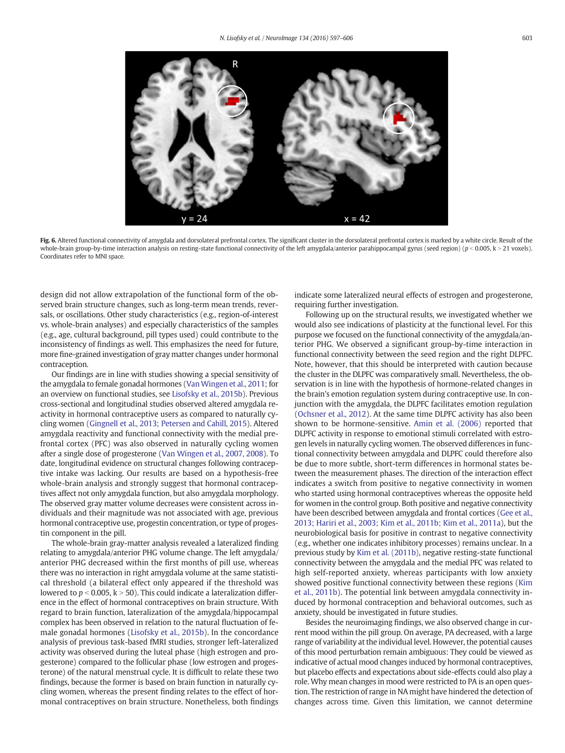R

y = 24

x = 42

**Fig. 6.** Altered functional connectivity of amygdala and dorsolateral prefrontal cortex. The significant cluster in the dorsolateral prefrontal cortex is marked by a white circle. Result of the whole-brain group-by-time interaction analysis on resting-state functional connectivity of the left amygdala/anterior parahippocampal gyrus (seed region) ($p < 0.005$, k > 21 voxels). Coordinates refer to MNI space.

design did not allow extrapolation of the functional form of the observed brain structure changes, such as long-term mean trends, reversals, or oscillations. Other study characteristics (e.g., region-of-interest vs. whole-brain analyses) and especially characteristics of the samples (e.g., age, cultural background, pill types used) could contribute to the inconsistency of findings as well. This emphasizes the need for future, more fine-grained investigation of gray matter changes under hormonal contraception.

Our findings are in line with studies showing a special sensitivity of the amygdala to female gonadal hormones (Van Wingen et al., 2011; for an overview on functional studies, see Lisofsky et al., 2015b). Previous cross-sectional and longitudinal studies observed altered amygdala reactivity in hormonal contraceptive users as compared to naturally cycling women (Gingnell et al., 2013; Petersen and Cahill, 2015). Altered amygdala reactivity and functional connectivity with the medial prefrontal cortex (PFC) was also observed in naturally cycling women after a single dose of progesterone (Van Wingen et al., 2007, 2008). To date, longitudinal evidence on structural changes following contraceptive intake was lacking. Our results are based on a hypothesis-free whole-brain analysis and strongly suggest that hormonal contraceptives affect not only amygdala function, but also amygdala morphology. The observed gray matter volume decreases were consistent across individuals and their magnitude was not associated with age, previous hormonal contraceptive use, progestin concentration, or type of progestin component in the pill.

The whole-brain gray-matter analysis revealed a lateralized finding relating to amygdala/anterior PHG volume change. The left amygdala/anterior PHG decreased within the first months of pill use, whereas there was no interaction in right amygdala volume at the same statistical threshold (a bilateral effect only appeared if the threshold was lowered to $p < 0.005$, k > 50). This could indicate a lateralization difference in the effect of hormonal contraceptives on brain structure. With regard to brain function, lateralization of the amygdala/hippocampal complex has been observed in relation to the natural fluctuation of female gonadal hormones (Lisofsky et al., 2015b). In the concordance analysis of previous task-based fMRI studies, stronger left-lateralized activity was observed during the luteal phase (high estrogen and progesterone) compared to the follicular phase (low estrogen and progesterone) of the natural menstrual cycle. It is difficult to relate these two findings, because the former is based on brain function in naturally cycling women, whereas the present finding relates to the effect of hormonal contraceptives on brain structure. Nonetheless, both findings indicate some lateralized neural effects of estrogen and progesterone, requiring further investigation.

Following up on the structural results, we investigated whether we would also see indications of plasticity at the functional level. For this purpose we focused on the functional connectivity of the amygdala/anterior PHG. We observed a significant group-by-time interaction in functional connectivity between the seed region and the right DLPFC. Note, however, that this should be interpreted with caution because the cluster in the DLPFC was comparatively small. Nevertheless, the observation is in line with the hypothesis of hormone-related changes in the brain's emotion regulation system during contraceptive use. In conjunction with the amygdala, the DLPFC facilitates emotion regulation (Ochsner et al., 2012). At the same time DLPFC activity has also been shown to be hormone-sensitive. Amin et al. (2006) reported that DLPFC activity in response to emotional stimuli correlated with estrogen levels in naturally cycling women. The observed differences in functional connectivity between amygdala and DLPFC could therefore also be due to more subtle, short-term differences in hormonal states between the measurement phases. The direction of the interaction effect indicates a switch from positive to negative connectivity in women who started using hormonal contraceptives whereas the opposite held for women in the control group. Both positive and negative connectivity have been described between amygdala and frontal cortices (Gee et al., 2013; Hariri et al., 2003; Kim et al., 2011b; Kim et al., 2011a), but the neurobiological basis for positive in contrast to negative connectivity (e.g., whether one indicates inhibitory processes) remains unclear. In a previous study by Kim et al. (2011b), negative resting-state functional connectivity between the amygdala and the medial PFC was related to high self-reported anxiety, whereas participants with low anxiety showed positive functional connectivity between these regions (Kim et al., 2011b). The potential link between amygdala connectivity induced by hormonal contraception and behavioral outcomes, such as anxiety, should be investigated in future studies.

Besides the neuroimaging findings, we also observed change in current mood within the pill group. On average, PA decreased, with a large range of variability at the individual level. However, the potential causes of this mood perturbation remain ambiguous: They could be viewed as indicative of actual mood changes induced by hormonal contraceptives, but placebo effects and expectations about side-effects could also play a role. Why mean changes in mood were restricted to PA is an open question. The restriction of range in NA might have hindered the detection of changes across time. Given this limitation, we cannot determine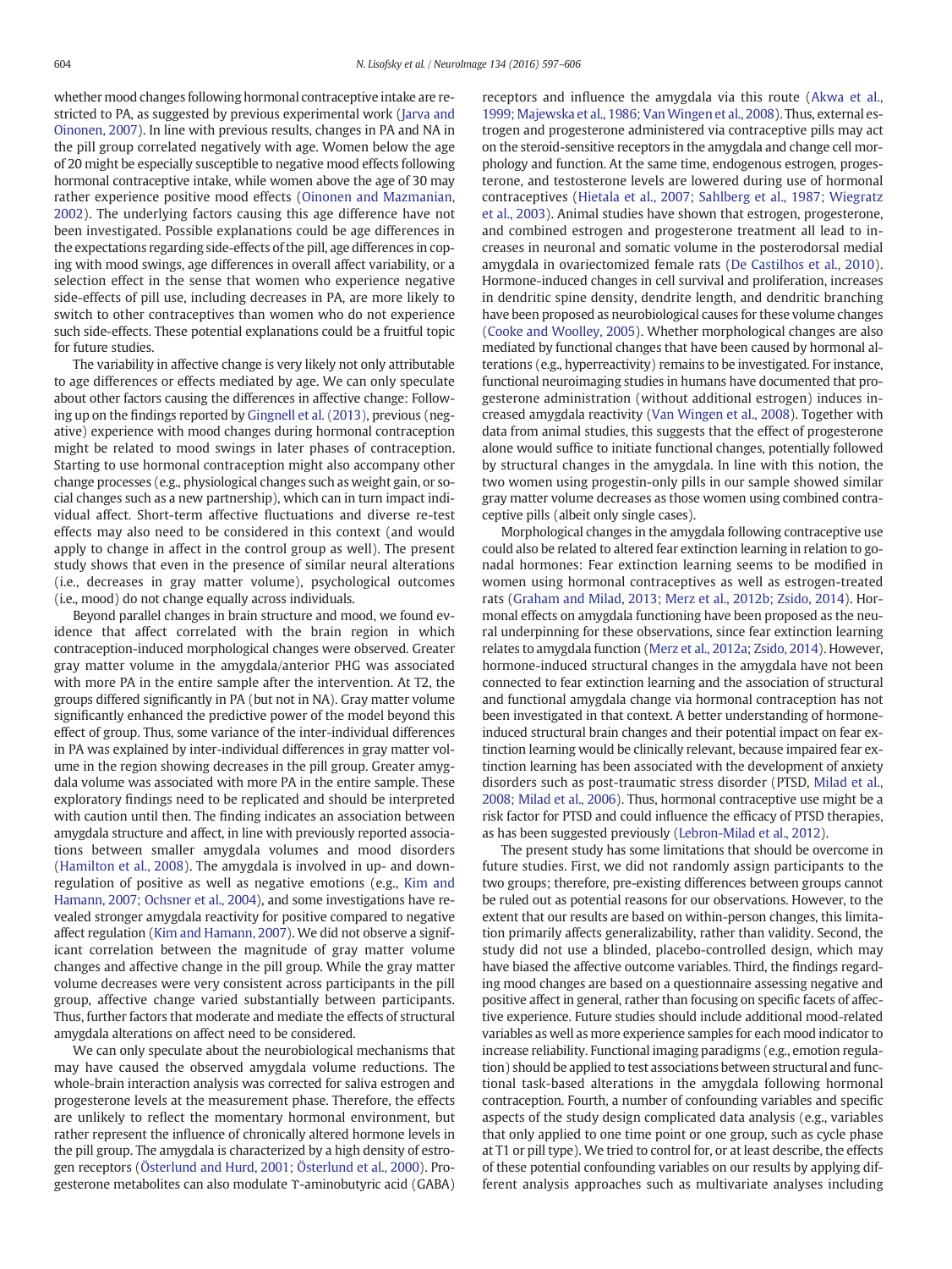whether mood changes following hormonal contraceptive intake are restricted to PA, as suggested by previous experimental work (Jarva and Oinonen, 2007). In line with previous results, changes in PA and NA in the pill group correlated negatively with age. Women below the age of 20 might be especially susceptible to negative mood effects following hormonal contraceptive intake, while women above the age of 30 may rather experience positive mood effects (Oinonen and Mazmanian, 2002). The underlying factors causing this age difference have not been investigated. Possible explanations could be age differences in the expectations regarding side-effects of the pill, age differences in coping with mood swings, age differences in overall affect variability, or a selection effect in the sense that women who experience negative side-effects of pill use, including decreases in PA, are more likely to switch to other contraceptives than women who do not experience such side-effects. These potential explanations could be a fruitful topic for future studies.

The variability in affective change is very likely not only attributable to age differences or effects mediated by age. We can only speculate about other factors causing the differences in affective change: Following up on the findings reported by Gingnell et al. (2013), previous (negative) experience with mood changes during hormonal contraception might be related to mood swings in later phases of contraception. Starting to use hormonal contraception might also accompany other change processes (e.g., physiological changes such as weight gain, or social changes such as a new partnership), which can in turn impact individual affect. Short-term affective fluctuations and diverse re-test effects may also need to be considered in this context (and would apply to change in affect in the control group as well). The present study shows that even in the presence of similar neural alterations (i.e., decreases in gray matter volume), psychological outcomes (i.e., mood) do not change equally across individuals.

Beyond parallel changes in brain structure and mood, we found evidence that affect correlated with the brain region in which contraception-induced morphological changes were observed. Greater gray matter volume in the amygdala/anterior PHG was associated with more PA in the entire sample after the intervention. At T2, the groups differed significantly in PA (but not in NA). Gray matter volume significantly enhanced the predictive power of the model beyond this effect of group. Thus, some variance of the inter-individual differences in PA was explained by inter-individual differences in gray matter volume in the region showing decreases in the pill group. Greater amygdala volume was associated with more PA in the entire sample. These exploratory findings need to be replicated and should be interpreted with caution until then. The finding indicates an association between amygdala structure and affect, in line with previously reported associations between smaller amygdala volumes and mood disorders (Hamilton et al., 2008). The amygdala is involved in up- and down-regulation of positive as well as negative emotions (e.g., Kim and Hamann, 2007; Ochsner et al., 2004), and some investigations have revealed stronger amygdala reactivity for positive compared to negative affect regulation (Kim and Hamann, 2007). We did not observe a significant correlation between the magnitude of gray matter volume changes and affective change in the pill group. While the gray matter volume decreases were very consistent across participants in the pill group, affective change varied substantially between participants. Thus, further factors that moderate and mediate the effects of structural amygdala alterations on affect need to be considered.

We can only speculate about the neurobiological mechanisms that may have caused the observed amygdala volume reductions. The whole-brain interaction analysis was corrected for saliva estrogen and progesterone levels at the measurement phase. Therefore, the effects are unlikely to reflect the momentary hormonal environment, but rather represent the influence of chronically altered hormone levels in the pill group. The amygdala is characterized by a high density of estrogen receptors (Österlund and Hurd, 2001; Österlund et al., 2000). Progesterone metabolites can also modulate ϒ-aminobutyric acid (GABA) receptors and influence the amygdala via this route (Akwa et al., 1999; Majewska et al., 1986; Van Wingen et al., 2008). Thus, external estrogen and progesterone administered via contraceptive pills may act on the steroid-sensitive receptors in the amygdala and change cell morphology and function. At the same time, endogenous estrogen, progesterone, and testosterone levels are lowered during use of hormonal contraceptives (Hietala et al., 2007; Sahlberg et al., 1987; Wiegratz et al., 2003). Animal studies have shown that estrogen, progesterone, and combined estrogen and progesterone treatment all lead to increases in neuronal and somatic volume in the posterodorsal medial amygdala in ovariectomized female rats (De Castilhos et al., 2010). Hormone-induced changes in cell survival and proliferation, increases in dendritic spine density, dendrite length, and dendritic branching have been proposed as neurobiological causes for these volume changes (Cooke and Woolley, 2005). Whether morphological changes are also mediated by functional changes that have been caused by hormonal alterations (e.g., hyperreactivity) remains to be investigated. For instance, functional neuroimaging studies in humans have documented that progesterone administration (without additional estrogen) induces increased amygdala reactivity (Van Wingen et al., 2008). Together with data from animal studies, this suggests that the effect of progesterone alone would suffice to initiate functional changes, potentially followed by structural changes in the amygdala. In line with this notion, the two women using progestin-only pills in our sample showed similar gray matter volume decreases as those women using combined contraceptive pills (albeit only single cases).

Morphological changes in the amygdala following contraceptive use could also be related to altered fear extinction learning in relation to gonadal hormones: Fear extinction learning seems to be modified in women using hormonal contraceptives as well as estrogen-treated rats (Graham and Milad, 2013; Merz et al., 2012b; Zsido, 2014). Hormonal effects on amygdala functioning have been proposed as the neural underpinning for these observations, since fear extinction learning relates to amygdala function (Merz et al., 2012a; Zsido, 2014). However, hormone-induced structural changes in the amygdala have not been connected to fear extinction learning and the association of structural and functional amygdala change via hormonal contraception has not been investigated in that context. A better understanding of hormone-induced structural brain changes and their potential impact on fear extinction learning would be clinically relevant, because impaired fear extinction learning has been associated with the development of anxiety disorders such as post-traumatic stress disorder (PTSD, Milad et al., 2008; Milad et al., 2006). Thus, hormonal contraceptive use might be a risk factor for PTSD and could influence the efficacy of PTSD therapies, as has been suggested previously (Lebron-Milad et al., 2012).

The present study has some limitations that should be overcome in future studies. First, we did not randomly assign participants to the two groups; therefore, pre-existing differences between groups cannot be ruled out as potential reasons for our observations. However, to the extent that our results are based on within-person changes, this limitation primarily affects generalizability, rather than validity. Second, the study did not use a blinded, placebo-controlled design, which may have biased the affective outcome variables. Third, the findings regarding mood changes are based on a questionnaire assessing negative and positive affect in general, rather than focusing on specific facets of affective experience. Future studies should include additional mood-related variables as well as more experience samples for each mood indicator to increase reliability. Functional imaging paradigms (e.g., emotion regulation) should be applied to test associations between structural and functional task-based alterations in the amygdala following hormonal contraception. Fourth, a number of confounding variables and specific aspects of the study design complicated data analysis (e.g., variables that only applied to one time point or one group, such as cycle phase at T1 or pill type). We tried to control for, or at least describe, the effects of these potential confounding variables on our results by applying different analysis approaches such as multivariate analyses including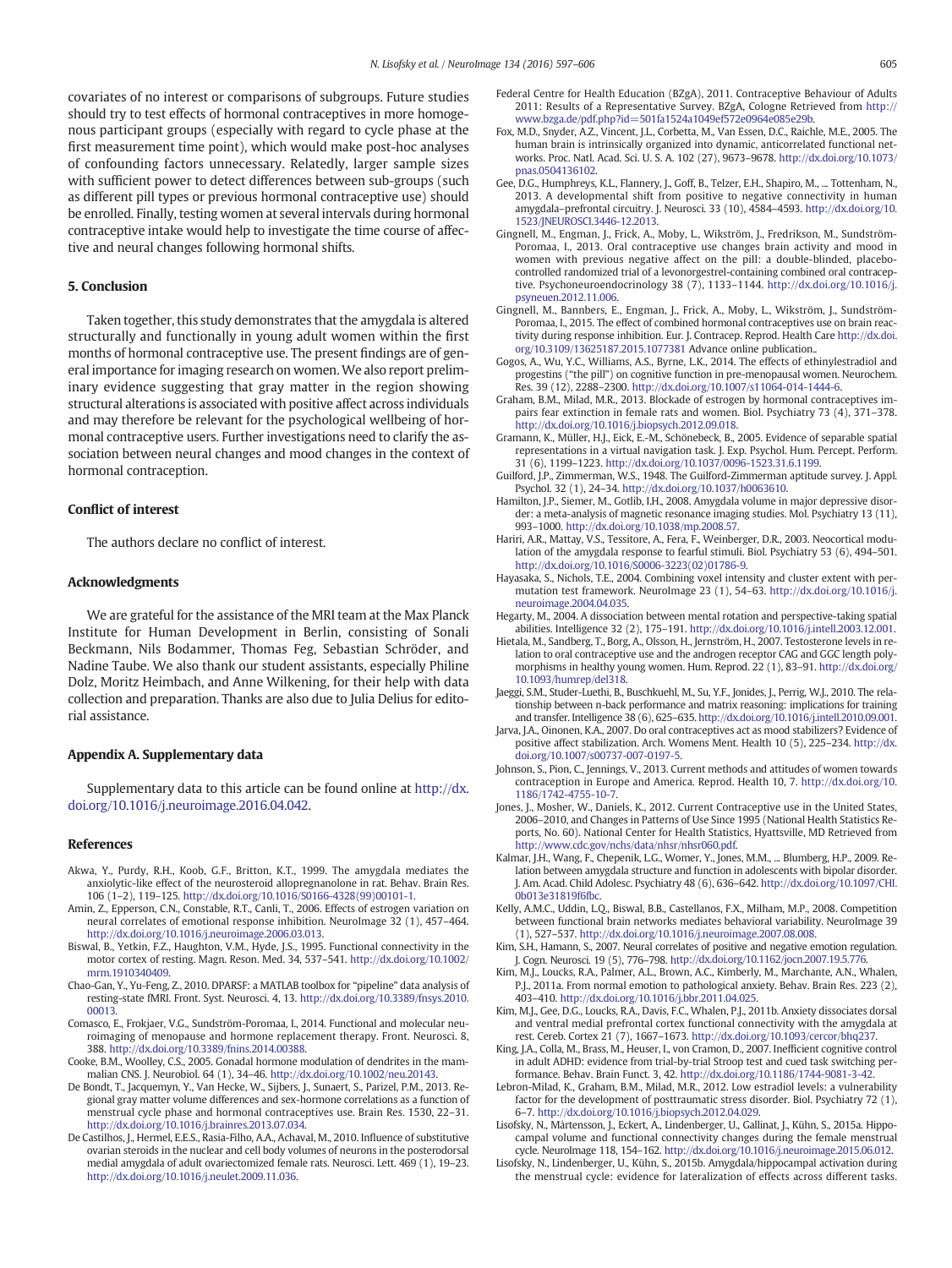covariates of no interest or comparisons of subgroups. Future studies should try to test effects of hormonal contraceptives in more homogenous participant groups (especially with regard to cycle phase at the first measurement time point), which would make post-hoc analyses of confounding factors unnecessary. Relatedly, larger sample sizes with sufficient power to detect differences between sub-groups (such as different pill types or previous hormonal contraceptive use) should be enrolled. Finally, testing women at several intervals during hormonal contraceptive intake would help to investigate the time course of affective and neural changes following hormonal shifts.

## 5. Conclusion

Taken together, this study demonstrates that the amygdala is altered structurally and functionally in young adult women within the first months of hormonal contraceptive use. The present findings are of general importance for imaging research on women. We also report preliminary evidence suggesting that gray matter in the region showing structural alterations is associated with positive affect across individuals and may therefore be relevant for the psychological wellbeing of hormonal contraceptive users. Further investigations need to clarify the association between neural changes and mood changes in the context of hormonal contraception.

## Conflict of interest

The authors declare no conflict of interest.

## Acknowledgments

We are grateful for the assistance of the MRI team at the Max Planck Institute for Human Development in Berlin, consisting of Sonali Beckmann, Nils Bodammer, Thomas Feg, Sebastian Schröder, and Nadine Taube. We also thank our student assistants, especially Philine Dolz, Moritz Heimbach, and Anne Wilkening, for their help with data collection and preparation. Thanks are also due to Julia Delius for editorial assistance.

## Appendix A. Supplementary data

Supplementary data to this article can be found online at http://dx.doi.org/10.1016/j.neuroimage.2016.04.042.

## References

Akwa, Y., Purdy, R.H., Koob, G.F., Britton, K.T., 1999. The amygdala mediates the anxiolytic-like effect of the neurosteroid allopregnanolone in rat. Behav. Brain Res. 106 (1–2), 119–125. http://dx.doi.org/10.1016/S0166-4328(99)00101-1.

Amin, Z., Epperson, C.N., Constable, R.T., Canli, T., 2006. Effects of estrogen variation on neural correlates of emotional response inhibition. NeuroImage 32 (1), 457–464. http://dx.doi.org/10.1016/j.neuroimage.2006.03.013.

Biswal, B., Yetkin, F.Z., Haughton, V.M., Hyde, J.S., 1995. Functional connectivity in the motor cortex of resting. Magn. Reson. Med. 34, 537–541. http://dx.doi.org/10.1002/mrm.1910340409.

Chao-Gan, Y., Yu-Feng, Z., 2010. DPARSF: a MATLAB toolbox for "pipeline" data analysis of resting-state fMRI. Front. Syst. Neurosci. 4, 13. http://dx.doi.org/10.3389/fnsys.2010.00013.

Comasco, E., Frokjaer, V.G., Sundström-Poromaa, I., 2014. Functional and molecular neuroimaging of menopause and hormone replacement therapy. Front. Neurosci. 8, 388. http://dx.doi.org/10.3389/fnins.2014.00388.

Cooke, B.M., Woolley, C.S., 2005. Gonadal hormone modulation of dendrites in the mammalian CNS. J. Neurobiol. 64 (1), 34–46. http://dx.doi.org/10.1002/neu.20143.

De Bondt, T., Jacquemyn, Y., Van Hecke, W., Sijbers, J., Sunaert, S., Parizel, P.M., 2013. Regional gray matter volume differences and sex-hormone correlations as a function of menstrual cycle phase and hormonal contraceptives use. Brain Res. 1530, 22–31. http://dx.doi.org/10.1016/j.brainres.2013.07.034.

De Castilhos, J., Hermel, E.E.S., Rasia-Filho, A.A., Achaval, M., 2010. Influence of substitutive ovarian steroids in the nuclear and cell body volumes of neurons in the posterodorsal medial amygdala of adult ovariectomized female rats. Neurosci. Lett. 469 (1), 19–23. http://dx.doi.org/10.1016/j.neulet.2009.11.036.

Federal Centre for Health Education (BZgA), 2011. Contraceptive Behaviour of Adults 2011: Results of a Representative Survey. BZgA, Cologne Retrieved from http://www.bzga.de/pdf.php?id=501fa1524a1049ef572e0964e085e29b.

Fox, M.D., Snyder, A.Z., Vincent, J.L., Corbetta, M., Van Essen, D.C., Raichle, M.E., 2005. The human brain is intrinsically organized into dynamic, anticorrelated functional networks. Proc. Natl. Acad. Sci. U. S. A. 102 (27), 9673–9678. http://dx.doi.org/10.1073/pnas.0504136102.

Gee, D.G., Humphreys, K.L., Flannery, J., Goff, B., Telzer, E.H., Shapiro, M., ... Tottenham, N., 2013. A developmental shift from positive to negative connectivity in human amygdala–prefrontal circuitry. J. Neurosci. 33 (10), 4584–4593. http://dx.doi.org/10.1523/JNEUROSCI.3446-12.2013.

Gingnell, M., Engman, J., Frick, A., Moby, L., Wikström, J., Fredrikson, M., Sundström-Poromaa, I., 2013. Oral contraceptive use changes brain activity and mood in women with previous negative affect on the pill: a double-blinded, placebo-controlled randomized trial of a levonorgestrel-containing combined oral contraceptive. Psychoneuroendocrinology 38 (7), 1133–1144. http://dx.doi.org/10.1016/j.psyneuen.2012.11.006.

Gingnell, M., Bannbers, E., Engman, J., Frick, A., Moby, L., Wikström, J., Sundström-Poromaa, I., 2015. The effect of combined hormonal contraceptives use on brain reactivity during response inhibition. Eur. J. Contracep. Reprod. Health Care http://dx.doi.org/10.3109/13625187.2015.1077381 Advance online publication..

Gogos, A., Wu, Y.C., Williams, A.S., Byrne, L.K., 2014. The effects of ethinylestradiol and progestins ("the pill") on cognitive function in pre-menopausal women. Neurochem. Res. 39 (12), 2288–2300. http://dx.doi.org/10.1007/s11064-014-1444-6.

Graham, B.M., Milad, M.R., 2013. Blockade of estrogen by hormonal contraceptives impairs fear extinction in female rats and women. Biol. Psychiatry 73 (4), 371–378. http://dx.doi.org/10.1016/j.biopsych.2012.09.018.

Gramann, K., Müller, H.J., Eick, E.-M., Schönebeck, B., 2005. Evidence of separable spatial representations in a virtual navigation task. J. Exp. Psychol. Hum. Percept. Perform. 31 (6), 1199–1223. http://dx.doi.org/10.1037/0096-1523.31.6.1199.

Guilford, J.P., Zimmerman, W.S., 1948. The Guilford-Zimmerman aptitude survey. J. Appl. Psychol. 32 (1), 24–34. http://dx.doi.org/10.1037/h0063610.

Hamilton, J.P., Siemer, M., Gotlib, I.H., 2008. Amygdala volume in major depressive disorder: a meta-analysis of magnetic resonance imaging studies. Mol. Psychiatry 13 (11), 993–1000. http://dx.doi.org/10.1038/mp.2008.57.

Hariri, A.R., Mattay, V.S., Tessitore, A., Fera, F., Weinberger, D.R., 2003. Neocortical modulation of the amygdala response to fearful stimuli. Biol. Psychiatry 53 (6), 494–501. http://dx.doi.org/10.1016/S0006-3223(02)01786-9.

Hayasaka, S., Nichols, T.E., 2004. Combining voxel intensity and cluster extent with permutation test framework. NeuroImage 23 (1), 54–63. http://dx.doi.org/10.1016/j.neuroimage.2004.04.035.

Hegarty, M., 2004. A dissociation between mental rotation and perspective-taking spatial abilities. Intelligence 32 (2), 175–191. http://dx.doi.org/10.1016/j.intell.2003.12.001.

Hietala, M., Sandberg, T., Borg, A., Olsson, H., Jernström, H., 2007. Testosterone levels in relation to oral contraceptive use and the androgen receptor CAG and GGC length polymorphisms in healthy young women. Hum. Reprod. 22 (1), 83–91. http://dx.doi.org/10.1093/humrep/del318.

Jaeggi, S.M., Studer-Luethi, B., Buschkuehl, M., Su, Y.F., Jonides, J., Perrig, W.J., 2010. The relationship between n-back performance and matrix reasoning: implications for training and transfer. Intelligence 38 (6), 625–635. http://dx.doi.org/10.1016/j.intell.2010.09.001.

Jarva, J.A., Oinonen, K.A., 2007. Do oral contraceptives act as mood stabilizers? Evidence of positive affect stabilization. Arch. Womens Ment. Health 10 (5), 225–234. http://dx.doi.org/10.1007/s00737-007-0197-5.

Johnson, S., Pion, C., Jennings, V., 2013. Current methods and attitudes of women towards contraception in Europe and America. Reprod. Health 10, 7. http://dx.doi.org/10.1186/1742-4755-10-7.

Jones, J., Mosher, W., Daniels, K., 2012. Current Contraceptive use in the United States, 2006–2010, and Changes in Patterns of Use Since 1995 (National Health Statistics Reports, No. 60). National Center for Health Statistics, Hyattsville, MD Retrieved from http://www.cdc.gov/nchs/data/nhsr/nhsr060.pdf.

Kalmar, J.H., Wang, F., Chepenik, L.G., Womer, Y., Jones, M.M., ... Blumberg, H.P., 2009. Relation between amygdala structure and function in adolescents with bipolar disorder. J. Am. Acad. Child Adolesc. Psychiatry 48 (6), 636–642. http://dx.doi.org/10.1097/CHI.0b013e31819f6fbc.

Kelly, A.M.C., Uddin, L.Q., Biswal, B.B., Castellanos, F.X., Milham, M.P., 2008. Competition between functional brain networks mediates behavioral variability. NeuroImage 39 (1), 527–537. http://dx.doi.org/10.1016/j.neuroimage.2007.08.008.

Kim, S.H., Hamann, S., 2007. Neural correlates of positive and negative emotion regulation. J. Cogn. Neurosci. 19 (5), 776–798. http://dx.doi.org/10.1162/jocn.2007.19.5.776.

Kim, M.J., Loucks, R.A., Palmer, A.L., Brown, A.C., Kimberly, M., Marchante, A.N., Whalen, P.J., 2011a. From normal emotion to pathological anxiety. Behav. Brain Res. 223 (2), 403–410. http://dx.doi.org/10.1016/j.bbr.2011.04.025.

Kim, M.J., Gee, D.G., Loucks, R.A., Davis, F.C., Whalen, P.J., 2011b. Anxiety dissociates dorsal and ventral medial prefrontal cortex functional connectivity with the amygdala at rest. Cereb. Cortex 21 (7), 1667–1673. http://dx.doi.org/10.1093/cercor/bhq237.

King, J.A., Colla, M., Brass, M., Heuser, I., von Cramon, D., 2007. Inefficient cognitive control in adult ADHD: evidence from trial-by-trial Stroop test and cued task switching performance. Behav. Brain Funct. 3, 42. http://dx.doi.org/10.1186/1744-9081-3-42.

Lebron-Milad, K., Graham, B.M., Milad, M.R., 2012. Low estradiol levels: a vulnerability factor for the development of posttraumatic stress disorder. Biol. Psychiatry 72 (1), 6–7. http://dx.doi.org/10.1016/j.biopsych.2012.04.029.

Lisofsky, N., Mårtensson, J., Eckert, A., Lindenberger, U., Gallinat, J., Kühn, S., 2015a. Hippocampal volume and functional connectivity changes during the female menstrual cycle. NeuroImage 118, 154–162. http://dx.doi.org/10.1016/j.neuroimage.2015.06.012.

Lisofsky, N., Lindenberger, U., Kühn, S., 2015b. Amygdala/hippocampal activation during the menstrual cycle: evidence for lateralization of effects across different tasks.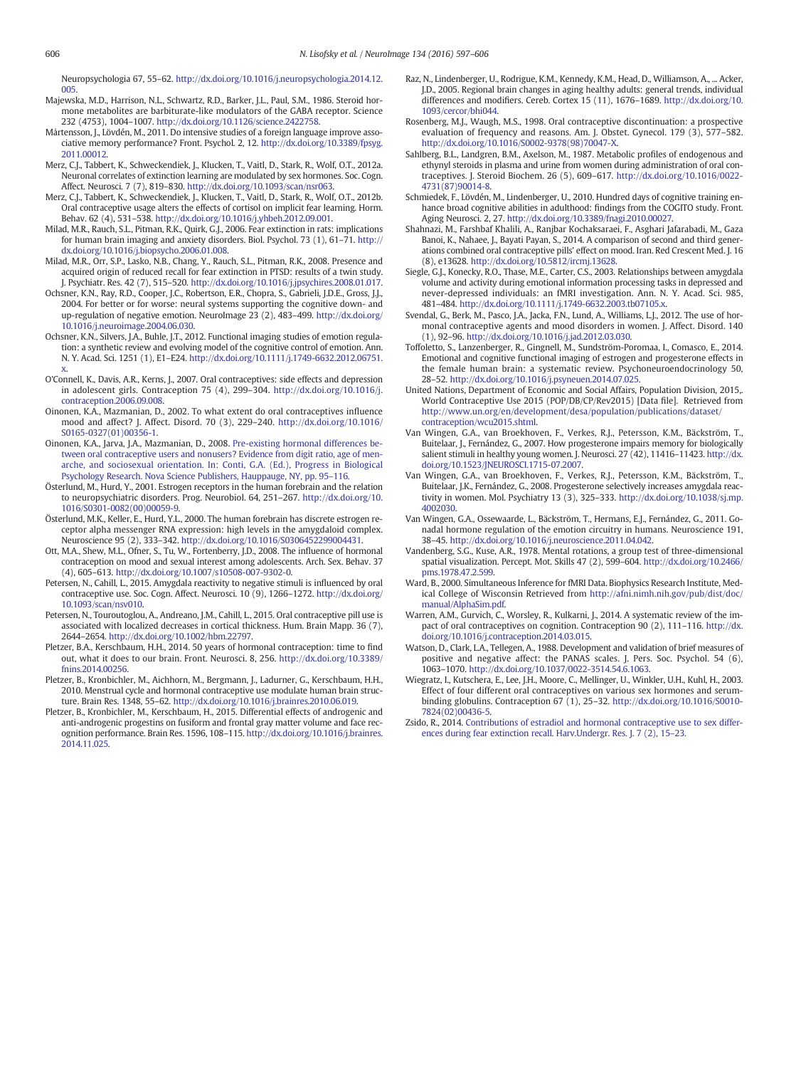Neuropsychologia 67, 55–62. http://dx.doi.org/10.1016/j.neuropsychologia.2014.12.005.

Majewska, M.D., Harrison, N.L., Schwartz, R.D., Barker, J.L., Paul, S.M., 1986. Steroid hormone metabolites are barbiturate-like modulators of the GABA receptor. Science 232 (4753), 1004–1007. http://dx.doi.org/10.1126/science.2422758.

Mårtensson, J., Lövdén, M., 2011. Do intensive studies of a foreign language improve associative memory performance? Front. Psychol. 2, 12. http://dx.doi.org/10.3389/fpsyg.2011.00012.

Merz, C.J., Tabbert, K., Schweckendiek, J., Klucken, T., Vaitl, D., Stark, R., Wolf, O.T., 2012a. Neuronal correlates of extinction learning are modulated by sex hormones. Soc. Cogn. Affect. Neurosci. 7 (7), 819–830. http://dx.doi.org/10.1093/scan/nsr063.

Merz, C.J., Tabbert, K., Schweckendiek, J., Klucken, T., Vaitl, D., Stark, R., Wolf, O.T., 2012b. Oral contraceptive usage alters the effects of cortisol on implicit fear learning. Horm. Behav. 62 (4), 531–538. http://dx.doi.org/10.1016/j.yhbeh.2012.09.001.

Milad, M.R., Rauch, S.L., Pitman, R.K., Quirk, G.J., 2006. Fear extinction in rats: implications for human brain imaging and anxiety disorders. Biol. Psychol. 73 (1), 61–71. http://dx.doi.org/10.1016/j.biopsycho.2006.01.008.

Milad, M.R., Orr, S.P., Lasko, N.B., Chang, Y., Rauch, S.L., Pitman, R.K., 2008. Presence and acquired origin of reduced recall for fear extinction in PTSD: results of a twin study. J. Psychiatr. Res. 42 (7), 515–520. http://dx.doi.org/10.1016/j.jpsychires.2008.01.017.

Ochsner, K.N., Ray, R.D., Cooper, J.C., Robertson, E.R., Chopra, S., Gabrieli, J.D.E., Gross, J.J., 2004. For better or for worse: neural systems supporting the cognitive down- and up-regulation of negative emotion. NeuroImage 23 (2), 483–499. http://dx.doi.org/10.1016/j.neuroimage.2004.06.030.

Ochsner, K.N., Silvers, J.A., Buhle, J.T., 2012. Functional imaging studies of emotion regulation: a synthetic review and evolving model of the cognitive control of emotion. Ann. N. Y. Acad. Sci. 1251 (1), E1–E24. http://dx.doi.org/10.1111/j.1749-6632.2012.06751.x.

O'Connell, K., Davis, A.R., Kerns, J., 2007. Oral contraceptives: side effects and depression in adolescent girls. Contraception 75 (4), 299–304. http://dx.doi.org/10.1016/j.contraception.2006.09.008.

Oinonen, K.A., Mazmanian, D., 2002. To what extent do oral contraceptives influence mood and affect? J. Affect. Disord. 70 (3), 229–240. http://dx.doi.org/10.1016/S0165-0327(01)00356-1.

Oinonen, K.A., Jarva, J.A., Mazmanian, D., 2008. Pre-existing hormonal differences between oral contraceptive users and nonusers? Evidence from digit ratio, age of menarche, and sociosexual orientation. In: Conti, G.A. (Ed.), Progress in Biological Psychology Research. Nova Science Publishers, Hauppauge, NY, pp. 95–116.

Österlund, M., Hurd, Y., 2001. Estrogen receptors in the human forebrain and the relation to neuropsychiatric disorders. Prog. Neurobiol. 64, 251–267. http://dx.doi.org/10.1016/S0301-0082(00)00059-9.

Österlund, M.K., Keller, E., Hurd, Y.L., 2000. The human forebrain has discrete estrogen receptor alpha messenger RNA expression: high levels in the amygdaloid complex. Neuroscience 95 (2), 333–342. http://dx.doi.org/10.1016/S0306452299004431.

Ott, M.A., Shew, M.L., Ofner, S., Tu, W., Fortenberry, J.D., 2008. The influence of hormonal contraception on mood and sexual interest among adolescents. Arch. Sex. Behav. 37 (4), 605–613. http://dx.doi.org/10.1007/s10508-007-9302-0.

Petersen, N., Cahill, L., 2015. Amygdala reactivity to negative stimuli is influenced by oral contraceptive use. Soc. Cogn. Affect. Neurosci. 10 (9), 1266–1272. http://dx.doi.org/10.1093/scan/nsv010.

Petersen, N., Touroutoglou, A., Andreano, J.M., Cahill, L., 2015. Oral contraceptive pill use is associated with localized decreases in cortical thickness. Hum. Brain Mapp. 36 (7), 2644–2654. http://dx.doi.org/10.1002/hbm.22797.

Pletzer, B.A., Kerschbaum, H.H., 2014. 50 years of hormonal contraception: time to find out, what it does to our brain. Front. Neurosci. 8, 256. http://dx.doi.org/10.3389/fnins.2014.00256.

Pletzer, B., Kronbichler, M., Aichhorn, M., Bergmann, J., Ladurner, G., Kerschbaum, H.H., 2010. Menstrual cycle and hormonal contraceptive use modulate human brain structure. Brain Res. 1348, 55–62. http://dx.doi.org/10.1016/j.brainres.2010.06.019.

Pletzer, B., Kronbichler, M., Kerschbaum, H., 2015. Differential effects of androgenic and anti-androgenic progestins on fusiform and frontal gray matter volume and face recognition performance. Brain Res. 1596, 108–115. http://dx.doi.org/10.1016/j.brainres.2014.11.025.

Raz, N., Lindenberger, U., Rodrigue, K.M., Kennedy, K.M., Head, D., Williamson, A., ... Acker, J.D., 2005. Regional brain changes in aging healthy adults: general trends, individual differences and modifiers. Cereb. Cortex 15 (11), 1676–1689. http://dx.doi.org/10.1093/cercor/bhi044.

Rosenberg, M.J., Waugh, M.S., 1998. Oral contraceptive discontinuation: a prospective evaluation of frequency and reasons. Am. J. Obstet. Gynecol. 179 (3), 577–582. http://dx.doi.org/10.1016/S0002-9378(98)70047-X.

Sahlberg, B.L., Landgren, B.M., Axelson, M., 1987. Metabolic profiles of endogenous and ethynyl steroids in plasma and urine from women during administration of oral contraceptives. J. Steroid Biochem. 26 (5), 609–617. http://dx.doi.org/10.1016/0022-4731(87)90014-8.

Schmiedek, F., Lövdén, M., Lindenberger, U., 2010. Hundred days of cognitive training enhance broad cognitive abilities in adulthood: findings from the COGITO study. Front. Aging Neurosci. 2, 27. http://dx.doi.org/10.3389/fnagi.2010.00027.

Shahnazi, M., Farshbaf Khalili, A., Ranjbar Kochaksaraei, F., Asghari Jafarabadi, M., Gaza Banoi, K., Nahaee, J., Bayati Payan, S., 2014. A comparison of second and third generations combined oral contraceptive pills' effect on mood. Iran. Red Crescent Med. J. 16 (8), e13628. http://dx.doi.org/10.5812/ircmj.13628.

Siegle, G.J., Konecky, R.O., Thase, M.E., Carter, C.S., 2003. Relationships between amygdala volume and activity during emotional information processing tasks in depressed and never-depressed individuals: an fMRI investigation. Ann. N. Y. Acad. Sci. 985, 481–484. http://dx.doi.org/10.1111/j.1749-6632.2003.tb07105.x.

Svendal, G., Berk, M., Pasco, J.A., Jacka, F.N., Lund, A., Williams, L.J., 2012. The use of hormonal contraceptive agents and mood disorders in women. J. Affect. Disord. 140 (1), 92–96. http://dx.doi.org/10.1016/j.jad.2012.03.030.

Toffoletto, S., Lanzenberger, R., Gingnell, M., Sundström-Poromaa, I., Comasco, E., 2014. Emotional and cognitive functional imaging of estrogen and progesterone effects in the female human brain: a systematic review. Psychoneuroendocrinology 50, 28–52. http://dx.doi.org/10.1016/j.psyneuen.2014.07.025.

United Nations, Department of Economic and Social Affairs, Population Division, 2015,. World Contraceptive Use 2015 (POP/DB/CP/Rev2015) [Data file]. Retrieved from http://www.un.org/en/development/desa/population/publications/dataset/contraception/wcu2015.shtml.

Van Wingen, G.A., van Broekhoven, F., Verkes, R.J., Petersson, K.M., Bäckström, T., Buitelaar, J., Fernández, G., 2007. How progesterone impairs memory for biologically salient stimuli in healthy young women. J. Neurosci. 27 (42), 11416–11423. http://dx.doi.org/10.1523/JNEUROSCI.1715-07.2007.

Van Wingen, G.A., van Broekhoven, F., Verkes, R.J., Petersson, K.M., Bäckström, T., Buitelaar, J.K., Fernández, G., 2008. Progesterone selectively increases amygdala reactivity in women. Mol. Psychiatry 13 (3), 325–333. http://dx.doi.org/10.1038/sj.mp.4002030.

Van Wingen, G.A., Ossewaarde, L., Bäckström, T., Hermans, E.J., Fernández, G., 2011. Gonadal hormone regulation of the emotion circuitry in humans. Neuroscience 191, 38–45. http://dx.doi.org/10.1016/j.neuroscience.2011.04.042.

Vandenberg, S.G., Kuse, A.R., 1978. Mental rotations, a group test of three-dimensional spatial visualization. Percept. Mot. Skills 47 (2), 599–604. http://dx.doi.org/10.2466/pms.1978.47.2.599.

Ward, B., 2000. Simultaneous Inference for fMRI Data. Biophysics Research Institute, Medical College of Wisconsin Retrieved from http://afni.nimh.nih.gov/pub/dist/doc/manual/AlphaSim.pdf.

Warren, A.M., Gurvich, C., Worsley, R., Kulkarni, J., 2014. A systematic review of the impact of oral contraceptives on cognition. Contraception 90 (2), 111–116. http://dx.doi.org/10.1016/j.contraception.2014.03.015.

Watson, D., Clark, L.A., Tellegen, A., 1988. Development and validation of brief measures of positive and negative affect: the PANAS scales. J. Pers. Soc. Psychol. 54 (6), 1063–1070. http://dx.doi.org/10.1037/0022-3514.54.6.1063.

Wiegratz, I., Kutschera, E., Lee, J.H., Moore, C., Mellinger, U., Winkler, U.H., Kuhl, H., 2003. Effect of four different oral contraceptives on various sex hormones and serum-binding globulins. Contraception 67 (1), 25–32. http://dx.doi.org/10.1016/S0010-7824(02)00436-5.

Zsido, R., 2014. Contributions of estradiol and hormonal contraceptive use to sex differences during fear extinction recall. Harv.Undergr. Res. J. 7 (2), 15–23.